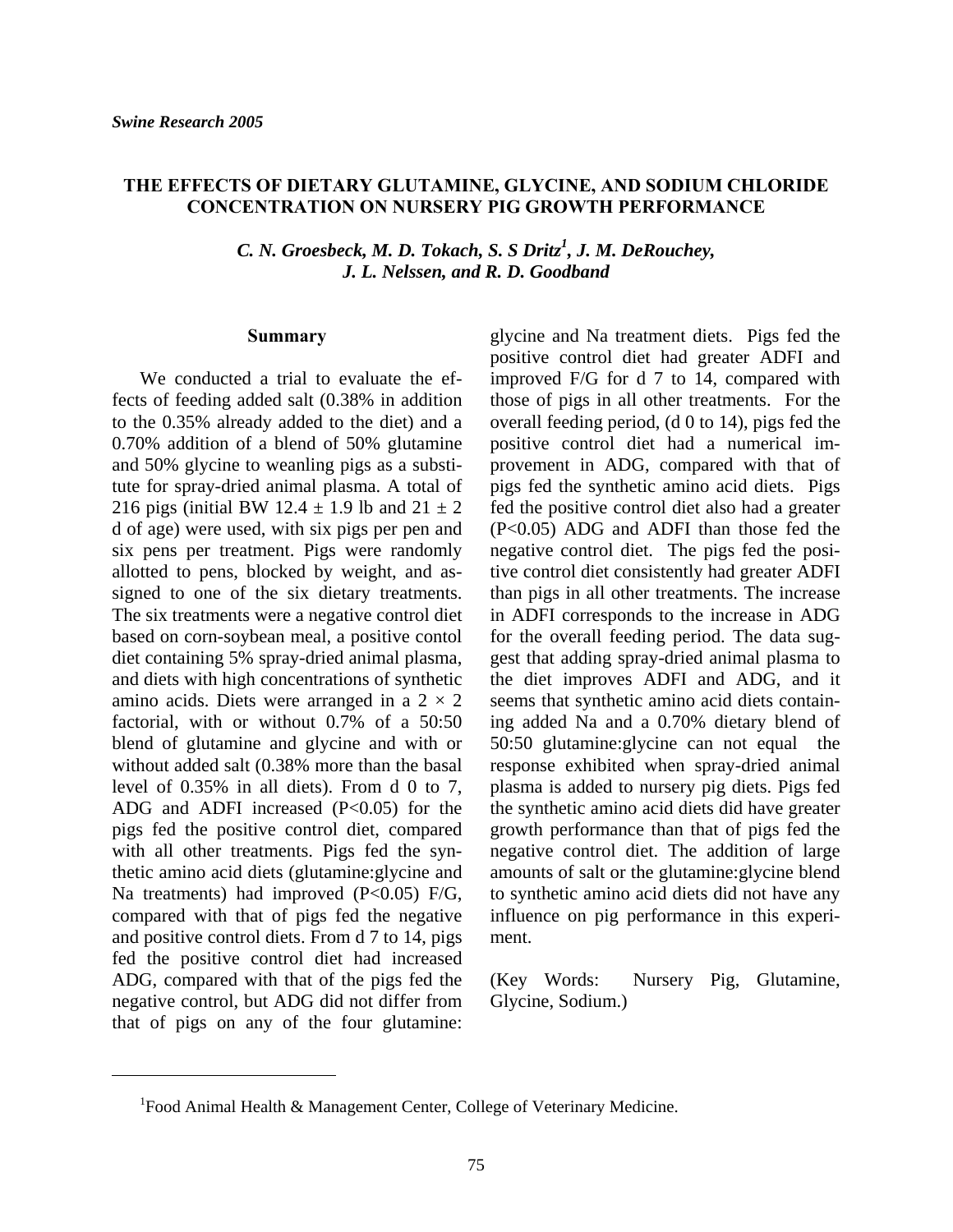*Swine Research 2005*

# THE EFFECTS OF DIETARY GLUTAMINE, GLYCINE, AND SODIUM CHLORIDE CONCENTRATION ON NURSERY PIG GROWTH PERFORMANCE

***C. N. Groesbeck, M. D. Tokach, S. S Dritz[1], J. M. DeRouchey, J. L. Nelssen, and R. D. Goodband***

## Summary

We conducted a trial to evaluate the effects of feeding added salt (0.38% in addition to the 0.35% already added to the diet) and a 0.70% addition of a blend of 50% glutamine and 50% glycine to weanling pigs as a substitute for spray-dried animal plasma. A total of 216 pigs (initial BW 12.4 ± 1.9 lb and 21 ± 2 d of age) were used, with six pigs per pen and six pens per treatment. Pigs were randomly allotted to pens, blocked by weight, and assigned to one of the six dietary treatments. The six treatments were a negative control diet based on corn-soybean meal, a positive contol diet containing 5% spray-dried animal plasma, and diets with high concentrations of synthetic amino acids. Diets were arranged in a 2 × 2 factorial, with or without 0.7% of a 50:50 blend of glutamine and glycine and with or without added salt (0.38% more than the basal level of 0.35% in all diets). From d 0 to 7, ADG and ADFI increased ($P<0.05$) for the pigs fed the positive control diet, compared with all other treatments. Pigs fed the synthetic amino acid diets (glutamine:glycine and Na treatments) had improved ($P<0.05$) F/G, compared with that of pigs fed the negative and positive control diets. From d 7 to 14, pigs fed the positive control diet had increased ADG, compared with that of the pigs fed the negative control, but ADG did not differ from that of pigs on any of the four glutamine: glycine and Na treatment diets. Pigs fed the positive control diet had greater ADFI and improved F/G for d 7 to 14, compared with those of pigs in all other treatments. For the overall feeding period, (d 0 to 14), pigs fed the positive control diet had a numerical improvement in ADG, compared with that of pigs fed the synthetic amino acid diets. Pigs fed the positive control diet also had a greater ($P<0.05$) ADG and ADFI than those fed the negative control diet. The pigs fed the positive control diet consistently had greater ADFI than pigs in all other treatments. The increase in ADFI corresponds to the increase in ADG for the overall feeding period. The data suggest that adding spray-dried animal plasma to the diet improves ADFI and ADG, and it seems that synthetic amino acid diets containing added Na and a 0.70% dietary blend of 50:50 glutamine:glycine can not equal the response exhibited when spray-dried animal plasma is added to nursery pig diets. Pigs fed the synthetic amino acid diets did have greater growth performance than that of pigs fed the negative control diet. The addition of large amounts of salt or the glutamine:glycine blend to synthetic amino acid diets did not have any influence on pig performance in this experiment.

(Key Words: Nursery Pig, Glutamine, Glycine, Sodium.)

---

[1]Food Animal Health & Management Center, College of Veterinary Medicine.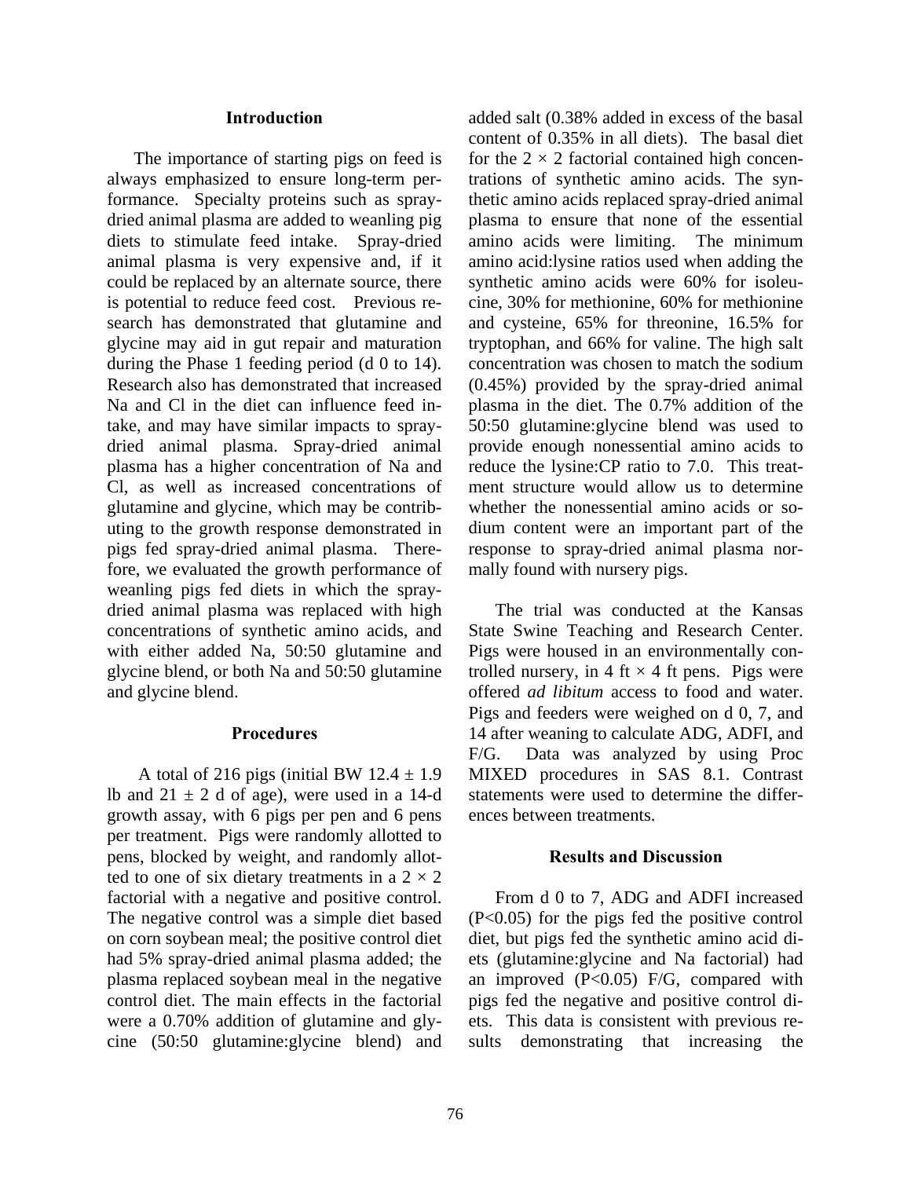## Introduction

The importance of starting pigs on feed is always emphasized to ensure long-term performance. Specialty proteins such as spray-dried animal plasma are added to weanling pig diets to stimulate feed intake. Spray-dried animal plasma is very expensive and, if it could be replaced by an alternate source, there is potential to reduce feed cost. Previous research has demonstrated that glutamine and glycine may aid in gut repair and maturation during the Phase 1 feeding period (d 0 to 14). Research also has demonstrated that increased Na and Cl in the diet can influence feed intake, and may have similar impacts to spray-dried animal plasma. Spray-dried animal plasma has a higher concentration of Na and Cl, as well as increased concentrations of glutamine and glycine, which may be contributing to the growth response demonstrated in pigs fed spray-dried animal plasma. Therefore, we evaluated the growth performance of weanling pigs fed diets in which the spray-dried animal plasma was replaced with high concentrations of synthetic amino acids, and with either added Na, 50:50 glutamine and glycine blend, or both Na and 50:50 glutamine and glycine blend.

## Procedures

A total of 216 pigs (initial BW 12.4 ± 1.9 lb and 21 ± 2 d of age), were used in a 14-d growth assay, with 6 pigs per pen and 6 pens per treatment. Pigs were randomly allotted to pens, blocked by weight, and randomly allotted to one of six dietary treatments in a 2 × 2 factorial with a negative and positive control. The negative control was a simple diet based on corn soybean meal; the positive control diet had 5% spray-dried animal plasma added; the plasma replaced soybean meal in the negative control diet. The main effects in the factorial were a 0.70% addition of glutamine and glycine (50:50 glutamine:glycine blend) and added salt (0.38% added in excess of the basal content of 0.35% in all diets). The basal diet for the 2 × 2 factorial contained high concentrations of synthetic amino acids. The synthetic amino acids replaced spray-dried animal plasma to ensure that none of the essential amino acids were limiting. The minimum amino acid:lysine ratios used when adding the synthetic amino acids were 60% for isoleucine, 30% for methionine, 60% for methionine and cysteine, 65% for threonine, 16.5% for tryptophan, and 66% for valine. The high salt concentration was chosen to match the sodium (0.45%) provided by the spray-dried animal plasma in the diet. The 0.7% addition of the 50:50 glutamine:glycine blend was used to provide enough nonessential amino acids to reduce the lysine:CP ratio to 7.0. This treatment structure would allow us to determine whether the nonessential amino acids or sodium content were an important part of the response to spray-dried animal plasma normally found with nursery pigs.

The trial was conducted at the Kansas State Swine Teaching and Research Center. Pigs were housed in an environmentally controlled nursery, in 4 ft × 4 ft pens. Pigs were offered *ad libitum* access to food and water. Pigs and feeders were weighed on d 0, 7, and 14 after weaning to calculate ADG, ADFI, and F/G. Data was analyzed by using Proc MIXED procedures in SAS 8.1. Contrast statements were used to determine the differences between treatments.

## Results and Discussion

From d 0 to 7, ADG and ADFI increased ($P<0.05$) for the pigs fed the positive control diet, but pigs fed the synthetic amino acid diets (glutamine:glycine and Na factorial) had an improved ($P<0.05$) F/G, compared with pigs fed the negative and positive control diets. This data is consistent with previous results demonstrating that increasing the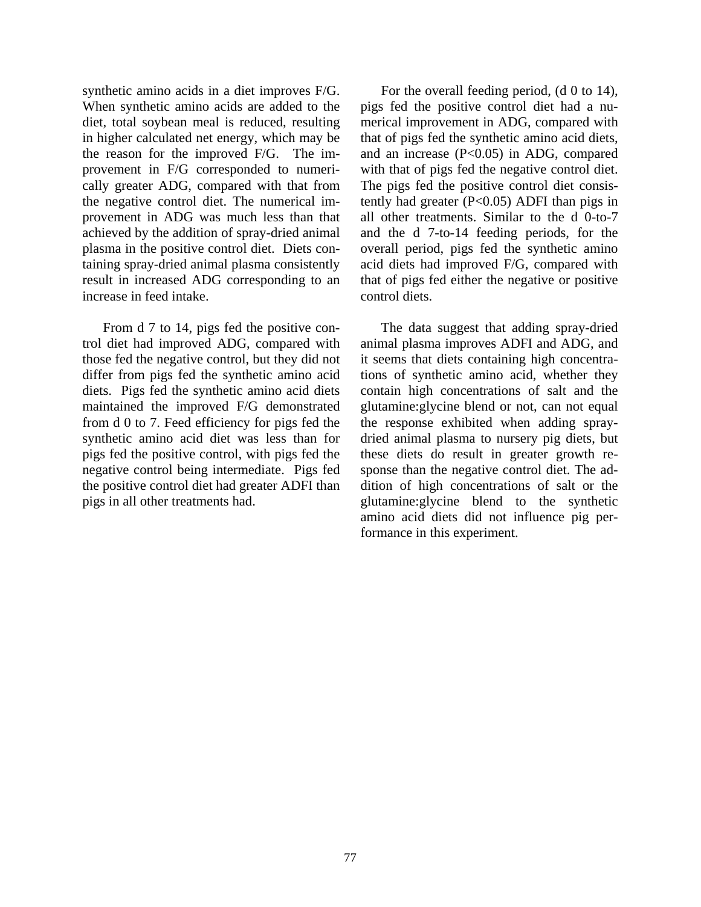synthetic amino acids in a diet improves F/G. When synthetic amino acids are added to the diet, total soybean meal is reduced, resulting in higher calculated net energy, which may be the reason for the improved F/G. The improvement in F/G corresponded to numerically greater ADG, compared with that from the negative control diet. The numerical improvement in ADG was much less than that achieved by the addition of spray-dried animal plasma in the positive control diet. Diets containing spray-dried animal plasma consistently result in increased ADG corresponding to an increase in feed intake.

From d 7 to 14, pigs fed the positive control diet had improved ADG, compared with those fed the negative control, but they did not differ from pigs fed the synthetic amino acid diets. Pigs fed the synthetic amino acid diets maintained the improved F/G demonstrated from d 0 to 7. Feed efficiency for pigs fed the synthetic amino acid diet was less than for pigs fed the positive control, with pigs fed the negative control being intermediate. Pigs fed the positive control diet had greater ADFI than pigs in all other treatments had.

For the overall feeding period, (d 0 to 14), pigs fed the positive control diet had a numerical improvement in ADG, compared with that of pigs fed the synthetic amino acid diets, and an increase ($P<0.05$) in ADG, compared with that of pigs fed the negative control diet. The pigs fed the positive control diet consistently had greater ($P<0.05$) ADFI than pigs in all other treatments. Similar to the d 0-to-7 and the d 7-to-14 feeding periods, for the overall period, pigs fed the synthetic amino acid diets had improved F/G, compared with that of pigs fed either the negative or positive control diets.

The data suggest that adding spray-dried animal plasma improves ADFI and ADG, and it seems that diets containing high concentrations of synthetic amino acid, whether they contain high concentrations of salt and the glutamine:glycine blend or not, can not equal the response exhibited when adding spray-dried animal plasma to nursery pig diets, but these diets do result in greater growth response than the negative control diet. The addition of high concentrations of salt or the glutamine:glycine blend to the synthetic amino acid diets did not influence pig performance in this experiment.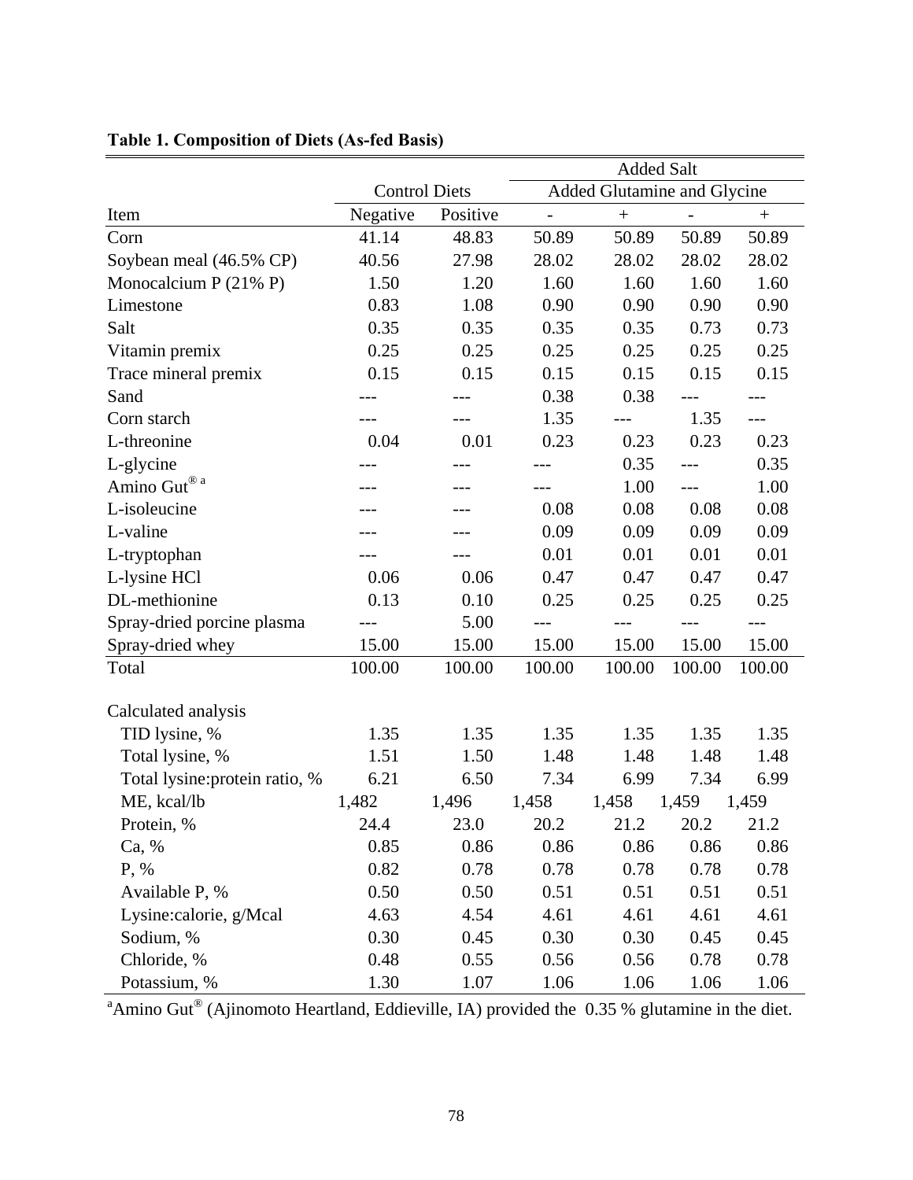**Table 1. Composition of Diets (As-fed Basis)**

| | Control Diets | | Added Salt | | | |
|---|---|---|---|---|---|---|
| | | | Added Glutamine and Glycine | | | |
| Item | Negative | Positive | - | + | - | + |
| Corn | 41.14 | 48.83 | 50.89 | 50.89 | 50.89 | 50.89 |
| Soybean meal (46.5% CP) | 40.56 | 27.98 | 28.02 | 28.02 | 28.02 | 28.02 |
| Monocalcium P (21% P) | 1.50 | 1.20 | 1.60 | 1.60 | 1.60 | 1.60 |
| Limestone | 0.83 | 1.08 | 0.90 | 0.90 | 0.90 | 0.90 |
| Salt | 0.35 | 0.35 | 0.35 | 0.35 | 0.73 | 0.73 |
| Vitamin premix | 0.25 | 0.25 | 0.25 | 0.25 | 0.25 | 0.25 |
| Trace mineral premix | 0.15 | 0.15 | 0.15 | 0.15 | 0.15 | 0.15 |
| Sand | --- | --- | 0.38 | 0.38 | --- | --- |
| Corn starch | --- | --- | 1.35 | --- | 1.35 | --- |
| L-threonine | 0.04 | 0.01 | 0.23 | 0.23 | 0.23 | 0.23 |
| L-glycine | --- | --- | --- | 0.35 | --- | 0.35 |
| Amino Gut® [a] | --- | --- | --- | 1.00 | --- | 1.00 |
| L-isoleucine | --- | --- | 0.08 | 0.08 | 0.08 | 0.08 |
| L-valine | --- | --- | 0.09 | 0.09 | 0.09 | 0.09 |
| L-tryptophan | --- | --- | 0.01 | 0.01 | 0.01 | 0.01 |
| L-lysine HCl | 0.06 | 0.06 | 0.47 | 0.47 | 0.47 | 0.47 |
| DL-methionine | 0.13 | 0.10 | 0.25 | 0.25 | 0.25 | 0.25 |
| Spray-dried porcine plasma | --- | 5.00 | --- | --- | --- | --- |
| Spray-dried whey | 15.00 | 15.00 | 15.00 | 15.00 | 15.00 | 15.00 |
| Total | 100.00 | 100.00 | 100.00 | 100.00 | 100.00 | 100.00 |
| | | | | | | |
| Calculated analysis | | | | | | |
| TID lysine, % | 1.35 | 1.35 | 1.35 | 1.35 | 1.35 | 1.35 |
| Total lysine, % | 1.51 | 1.50 | 1.48 | 1.48 | 1.48 | 1.48 |
| Total lysine:protein ratio, % | 6.21 | 6.50 | 7.34 | 6.99 | 7.34 | 6.99 |
| ME, kcal/lb | 1,482 | 1,496 | 1,458 | 1,458 | 1,459 | 1,459 |
| Protein, % | 24.4 | 23.0 | 20.2 | 21.2 | 20.2 | 21.2 |
| Ca, % | 0.85 | 0.86 | 0.86 | 0.86 | 0.86 | 0.86 |
| P, % | 0.82 | 0.78 | 0.78 | 0.78 | 0.78 | 0.78 |
| Available P, % | 0.50 | 0.50 | 0.51 | 0.51 | 0.51 | 0.51 |
| Lysine:calorie, g/Mcal | 4.63 | 4.54 | 4.61 | 4.61 | 4.61 | 4.61 |
| Sodium, % | 0.30 | 0.45 | 0.30 | 0.30 | 0.45 | 0.45 |
| Chloride, % | 0.48 | 0.55 | 0.56 | 0.56 | 0.78 | 0.78 |
| Potassium, % | 1.30 | 1.07 | 1.06 | 1.06 | 1.06 | 1.06 |

[a]Amino Gut® (Ajinomoto Heartland, Eddieville, IA) provided the 0.35 % glutamine in the diet.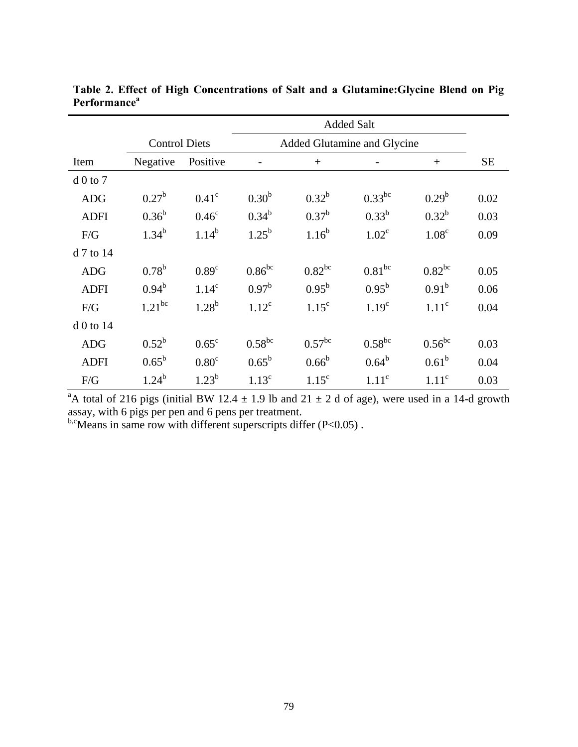**Table 2. Effect of High Concentrations of Salt and a Glutamine:Glycine Blend on Pig Performance[a]**

| | | | Added Salt | | | | |
|---|---|---|---|---|---|---|---|
| | Control Diets | | Added Glutamine and Glycine | | | | |
| Item | Negative | Positive | - | + | - | + | SE |
| d 0 to 7 | | | | | | | |
| ADG | $0.27^{b}$ | $0.41^{c}$ | $0.30^{b}$ | $0.32^{b}$ | $0.33^{bc}$ | $0.29^{b}$ | 0.02 |
| ADFI | $0.36^{b}$ | $0.46^{c}$ | $0.34^{b}$ | $0.37^{b}$ | $0.33^{b}$ | $0.32^{b}$ | 0.03 |
| F/G | $1.34^{b}$ | $1.14^{b}$ | $1.25^{b}$ | $1.16^{b}$ | $1.02^{c}$ | $1.08^{c}$ | 0.09 |
| d 7 to 14 | | | | | | | |
| ADG | $0.78^{b}$ | $0.89^{c}$ | $0.86^{bc}$ | $0.82^{bc}$ | $0.81^{bc}$ | $0.82^{bc}$ | 0.05 |
| ADFI | $0.94^{b}$ | $1.14^{c}$ | $0.97^{b}$ | $0.95^{b}$ | $0.95^{b}$ | $0.91^{b}$ | 0.06 |
| F/G | $1.21^{bc}$ | $1.28^{b}$ | $1.12^{c}$ | $1.15^{c}$ | $1.19^{c}$ | $1.11^{c}$ | 0.04 |
| d 0 to 14 | | | | | | | |
| ADG | $0.52^{b}$ | $0.65^{c}$ | $0.58^{bc}$ | $0.57^{bc}$ | $0.58^{bc}$ | $0.56^{bc}$ | 0.03 |
| ADFI | $0.65^{b}$ | $0.80^{c}$ | $0.65^{b}$ | $0.66^{b}$ | $0.64^{b}$ | $0.61^{b}$ | 0.04 |
| F/G | $1.24^{b}$ | $1.23^{b}$ | $1.13^{c}$ | $1.15^{c}$ | $1.11^{c}$ | $1.11^{c}$ | 0.03 |

[a]A total of 216 pigs (initial BW 12.4 ± 1.9 lb and 21 ± 2 d of age), were used in a 14-d growth assay, with 6 pigs per pen and 6 pens per treatment.

[b,c]Means in same row with different superscripts differ ($P<0.05$) .